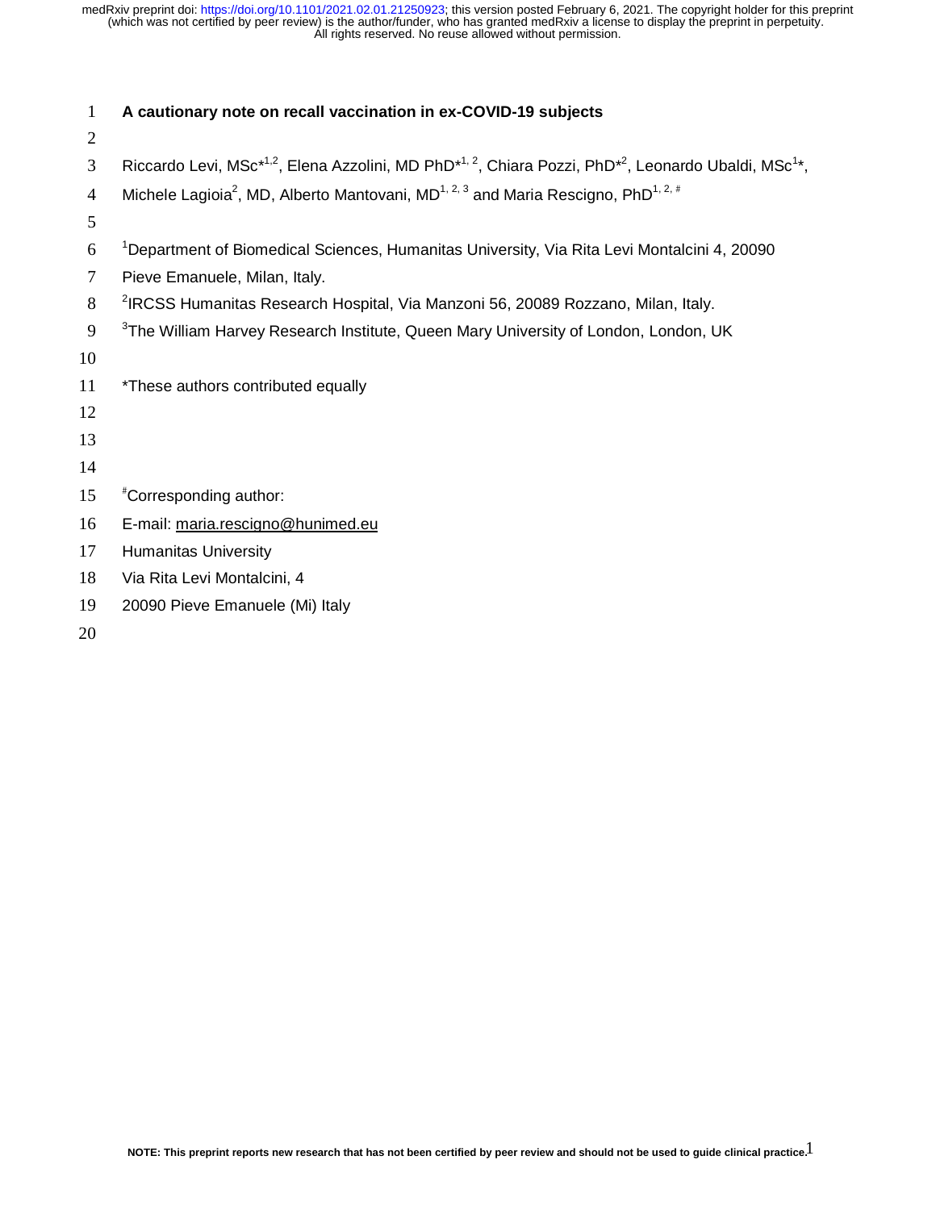# A cautionary note on recall vaccination in ex-COVID-19 subjects

Riccardo Levi, MSc*[1,2], Elena Azzolini, MD PhD*[1, 2], Chiara Pozzi, PhD*[2], Leonardo Ubaldi, MSc[1]*, Michele Lagioia[2], MD, Alberto Mantovani, MD[1, 2, 3] and Maria Rescigno, PhD[1, 2, #]

[1]Department of Biomedical Sciences, Humanitas University, Via Rita Levi Montalcini 4, 20090 Pieve Emanuele, Milan, Italy.

[2]IRCSS Humanitas Research Hospital, Via Manzoni 56, 20089 Rozzano, Milan, Italy.

[3]The William Harvey Research Institute, Queen Mary University of London, London, UK

*These authors contributed equally

[#]Corresponding author:
E-mail: maria.rescigno@hunimed.eu
Humanitas University
Via Rita Levi Montalcini, 4
20090 Pieve Emanuele (Mi) Italy

NOTE: This preprint reports new research that has not been certified by peer review and should not be used to guide clinical practice.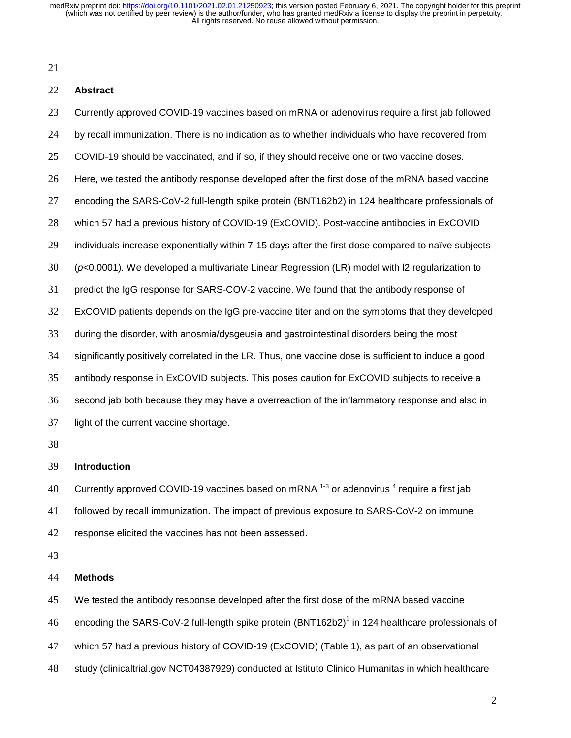## Abstract

Currently approved COVID-19 vaccines based on mRNA or adenovirus require a first jab followed by recall immunization. There is no indication as to whether individuals who have recovered from COVID-19 should be vaccinated, and if so, if they should receive one or two vaccine doses. Here, we tested the antibody response developed after the first dose of the mRNA based vaccine encoding the SARS-CoV-2 full-length spike protein (BNT162b2) in 124 healthcare professionals of which 57 had a previous history of COVID-19 (ExCOVID). Post-vaccine antibodies in ExCOVID individuals increase exponentially within 7-15 days after the first dose compared to naïve subjects ($p<0.0001$). We developed a multivariate Linear Regression (LR) model with l2 regularization to predict the IgG response for SARS-COV-2 vaccine. We found that the antibody response of ExCOVID patients depends on the IgG pre-vaccine titer and on the symptoms that they developed during the disorder, with anosmia/dysgeusia and gastrointestinal disorders being the most significantly positively correlated in the LR. Thus, one vaccine dose is sufficient to induce a good antibody response in ExCOVID subjects. This poses caution for ExCOVID subjects to receive a second jab both because they may have a overreaction of the inflammatory response and also in light of the current vaccine shortage.

## Introduction

Currently approved COVID-19 vaccines based on mRNA [1-3] or adenovirus [4] require a first jab followed by recall immunization. The impact of previous exposure to SARS-CoV-2 on immune response elicited the vaccines has not been assessed.

## Methods

We tested the antibody response developed after the first dose of the mRNA based vaccine encoding the SARS-CoV-2 full-length spike protein (BNT162b2)[1] in 124 healthcare professionals of which 57 had a previous history of COVID-19 (ExCOVID) (Table 1), as part of an observational study (clinicaltrial.gov NCT04387929) conducted at Istituto Clinico Humanitas in which healthcare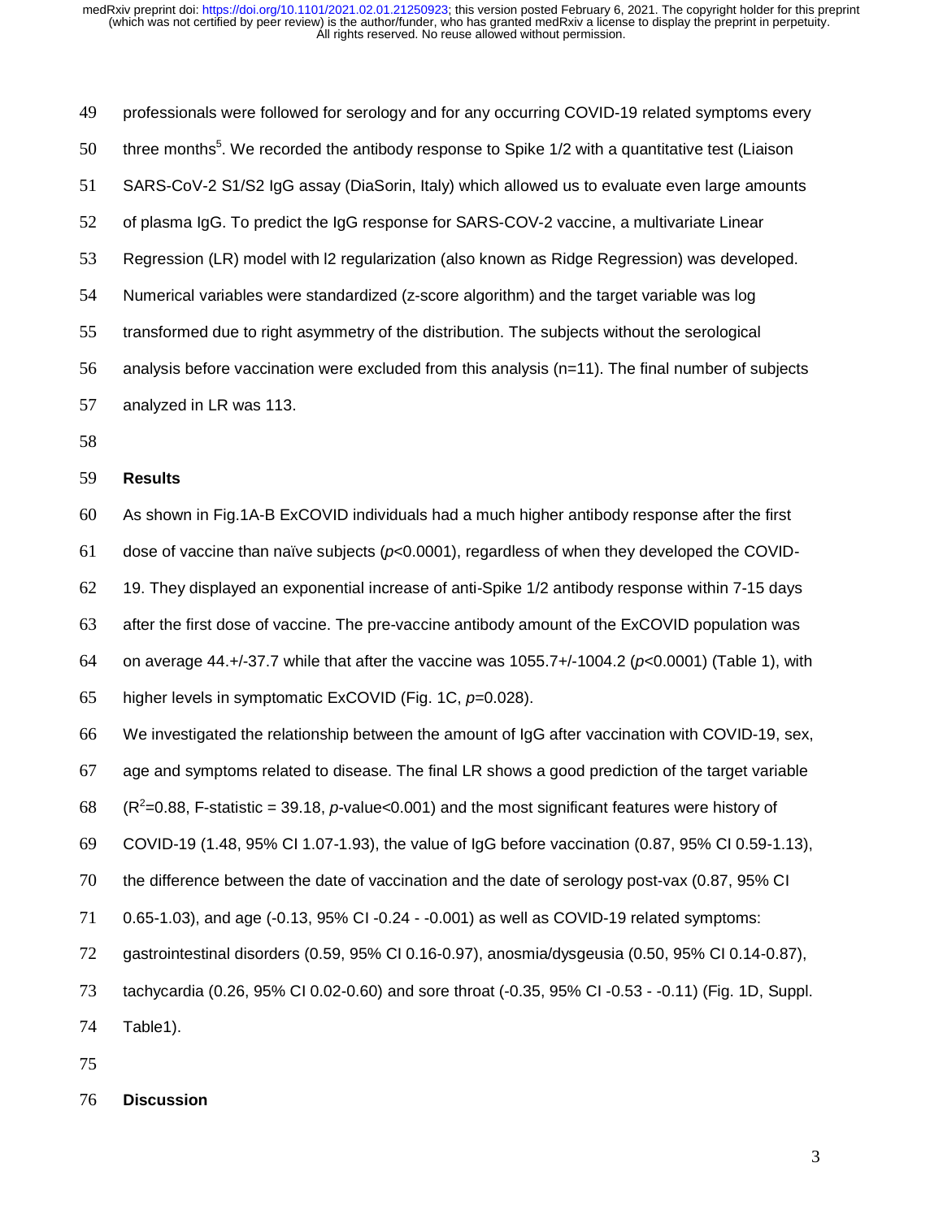professionals were followed for serology and for any occurring COVID-19 related symptoms every three months[5]. We recorded the antibody response to Spike 1/2 with a quantitative test (Liaison SARS-CoV-2 S1/S2 IgG assay (DiaSorin, Italy) which allowed us to evaluate even large amounts of plasma IgG. To predict the IgG response for SARS-COV-2 vaccine, a multivariate Linear Regression (LR) model with l2 regularization (also known as Ridge Regression) was developed. Numerical variables were standardized (z-score algorithm) and the target variable was log transformed due to right asymmetry of the distribution. The subjects without the serological analysis before vaccination were excluded from this analysis (n=11). The final number of subjects analyzed in LR was 113.

## Results

As shown in Fig.1A-B ExCOVID individuals had a much higher antibody response after the first dose of vaccine than naïve subjects ($p$<0.0001), regardless of when they developed the COVID-19. They displayed an exponential increase of anti-Spike 1/2 antibody response within 7-15 days after the first dose of vaccine. The pre-vaccine antibody amount of the ExCOVID population was on average 44.+/-37.7 while that after the vaccine was 1055.7+/-1004.2 ($p$<0.0001) (Table 1), with higher levels in symptomatic ExCOVID (Fig. 1C, $p$=0.028).

We investigated the relationship between the amount of IgG after vaccination with COVID-19, sex, age and symptoms related to disease. The final LR shows a good prediction of the target variable ($R^2$=0.88, F-statistic = 39.18, $p$-value<0.001) and the most significant features were history of COVID-19 (1.48, 95% CI 1.07-1.93), the value of IgG before vaccination (0.87, 95% CI 0.59-1.13), the difference between the date of vaccination and the date of serology post-vax (0.87, 95% CI 0.65-1.03), and age (-0.13, 95% CI -0.24 - -0.001) as well as COVID-19 related symptoms: gastrointestinal disorders (0.59, 95% CI 0.16-0.97), anosmia/dysgeusia (0.50, 95% CI 0.14-0.87), tachycardia (0.26, 95% CI 0.02-0.60) and sore throat (-0.35, 95% CI -0.53 - -0.11) (Fig. 1D, Suppl. Table1).

## Discussion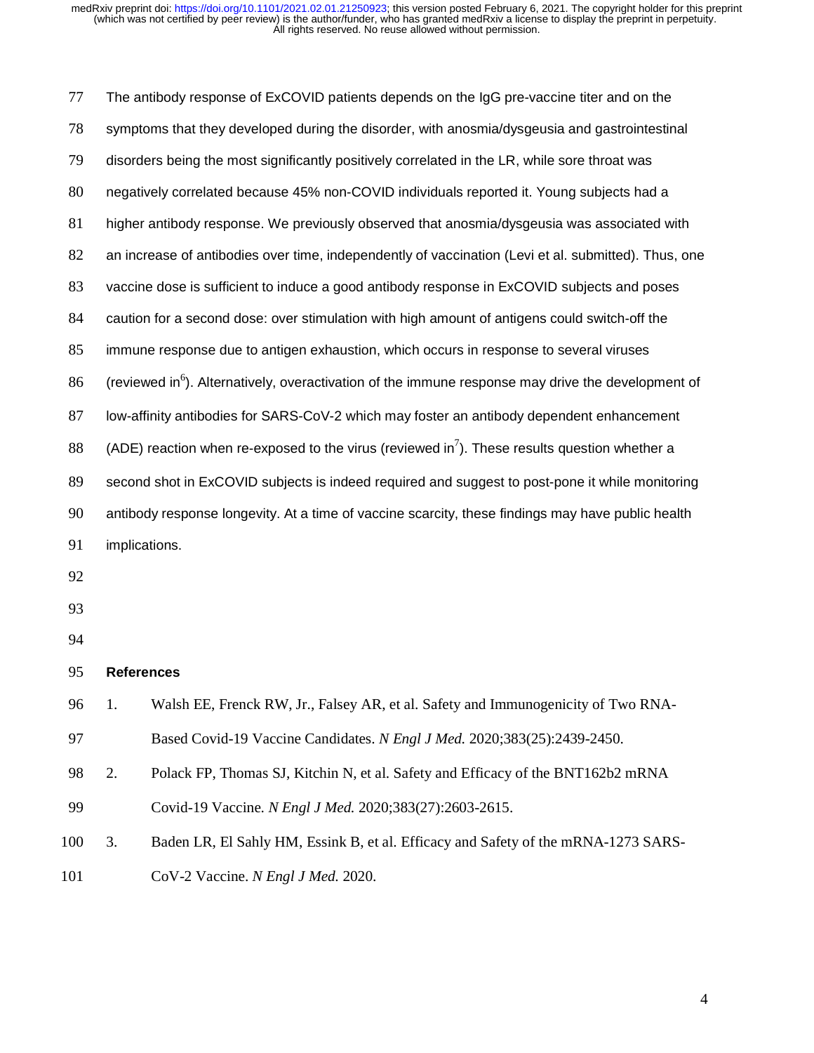The antibody response of ExCOVID patients depends on the IgG pre-vaccine titer and on the symptoms that they developed during the disorder, with anosmia/dysgeusia and gastrointestinal disorders being the most significantly positively correlated in the LR, while sore throat was negatively correlated because 45% non-COVID individuals reported it. Young subjects had a higher antibody response. We previously observed that anosmia/dysgeusia was associated with an increase of antibodies over time, independently of vaccination (Levi et al. submitted). Thus, one vaccine dose is sufficient to induce a good antibody response in ExCOVID subjects and poses caution for a second dose: over stimulation with high amount of antigens could switch-off the immune response due to antigen exhaustion, which occurs in response to several viruses (reviewed in[6]). Alternatively, overactivation of the immune response may drive the development of low-affinity antibodies for SARS-CoV-2 which may foster an antibody dependent enhancement (ADE) reaction when re-exposed to the virus (reviewed in[7]). These results question whether a second shot in ExCOVID subjects is indeed required and suggest to post-pone it while monitoring antibody response longevity. At a time of vaccine scarcity, these findings may have public health implications.

## References

1. Walsh EE, Frenck RW, Jr., Falsey AR, et al. Safety and Immunogenicity of Two RNA-Based Covid-19 Vaccine Candidates. *N Engl J Med.* 2020;383(25):2439-2450.
2. Polack FP, Thomas SJ, Kitchin N, et al. Safety and Efficacy of the BNT162b2 mRNA Covid-19 Vaccine. *N Engl J Med.* 2020;383(27):2603-2615.
3. Baden LR, El Sahly HM, Essink B, et al. Efficacy and Safety of the mRNA-1273 SARS-CoV-2 Vaccine. *N Engl J Med.* 2020.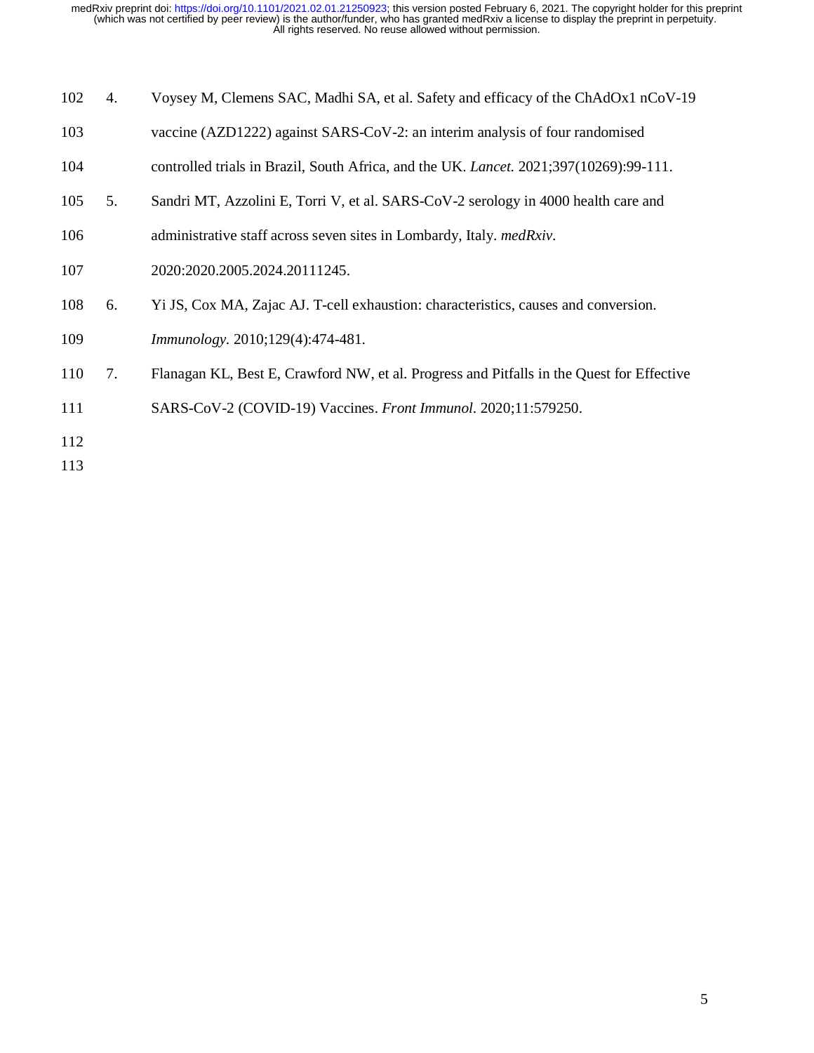4. Voysey M, Clemens SAC, Madhi SA, et al. Safety and efficacy of the ChAdOx1 nCoV-19 vaccine (AZD1222) against SARS-CoV-2: an interim analysis of four randomised controlled trials in Brazil, South Africa, and the UK. *Lancet.* 2021;397(10269):99-111.
5. Sandri MT, Azzolini E, Torri V, et al. SARS-CoV-2 serology in 4000 health care and administrative staff across seven sites in Lombardy, Italy. *medRxiv.* 2020:2020.2005.2024.20111245.
6. Yi JS, Cox MA, Zajac AJ. T-cell exhaustion: characteristics, causes and conversion. *Immunology.* 2010;129(4):474-481.
7. Flanagan KL, Best E, Crawford NW, et al. Progress and Pitfalls in the Quest for Effective SARS-CoV-2 (COVID-19) Vaccines. *Front Immunol.* 2020;11:579250.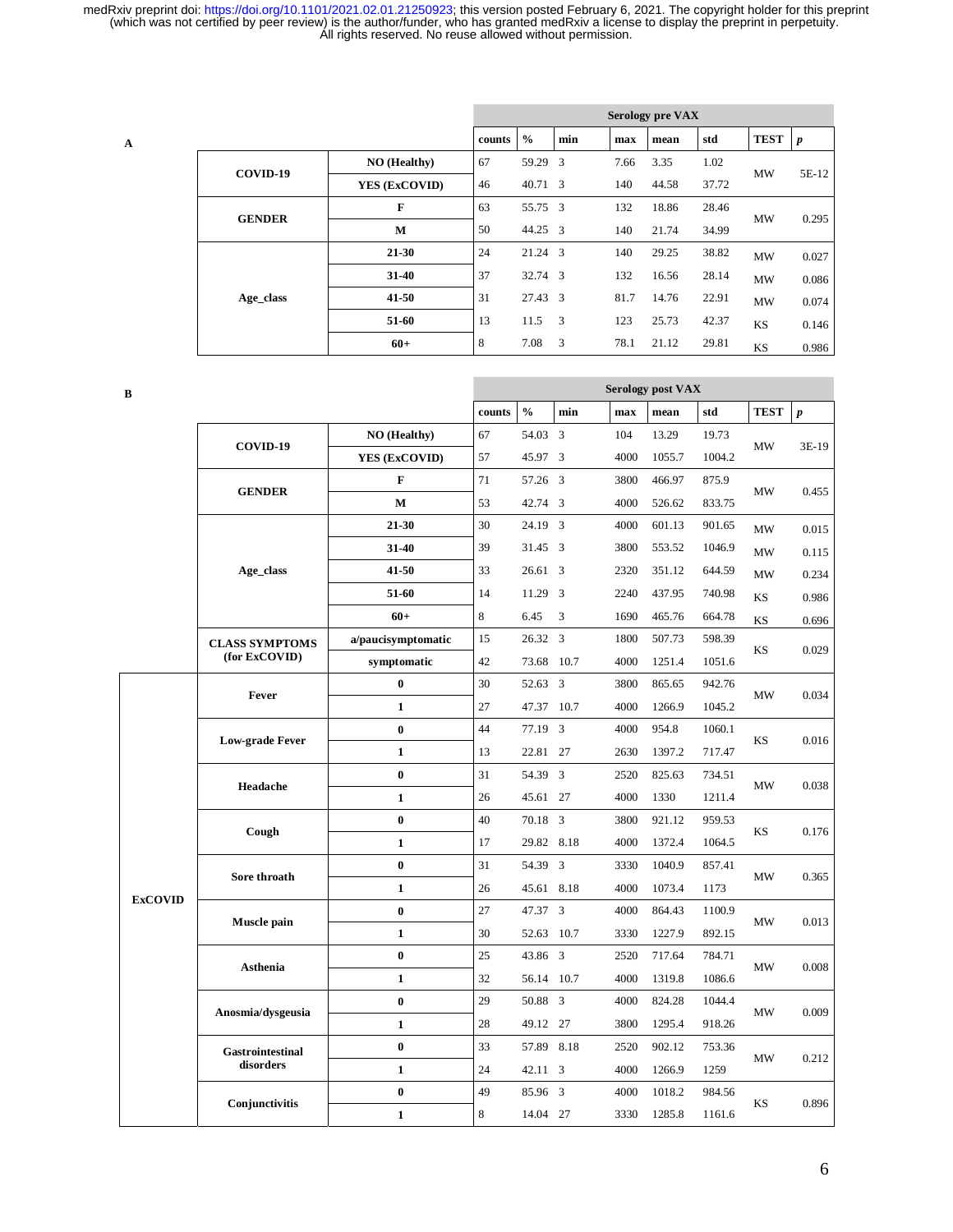**A**

| | | Serology pre VAX | | | | | | | |
|---|---|---|---|---|---|---|---|---|---|
| | | counts | % | min | max | mean | std | TEST | *p* |
| **COVID-19** | **NO (Healthy)** | 67 | 59.29 | 3 | 7.66 | 3.35 | 1.02 | MW | 5E-12 |
| | **YES (ExCOVID)** | 46 | 40.71 | 3 | 140 | 44.58 | 37.72 | | |
| **GENDER** | **F** | 63 | 55.75 | 3 | 132 | 18.86 | 28.46 | MW | 0.295 |
| | **M** | 50 | 44.25 | 3 | 140 | 21.74 | 34.99 | | |
| **Age_class** | **21-30** | 24 | 21.24 | 3 | 140 | 29.25 | 38.82 | MW | 0.027 |
| | **31-40** | 37 | 32.74 | 3 | 132 | 16.56 | 28.14 | MW | 0.086 |
| | **41-50** | 31 | 27.43 | 3 | 81.7 | 14.76 | 22.91 | MW | 0.074 |
| | **51-60** | 13 | 11.5 | 3 | 123 | 25.73 | 42.37 | KS | 0.146 |
| | **60+** | 8 | 7.08 | 3 | 78.1 | 21.12 | 29.81 | KS | 0.986 |

**B**

| | | | Serology post VAX | | | | | | | |
|---|---|---|---|---|---|---|---|---|---|---|
| | | | counts | % | min | max | mean | std | TEST | *p* |
| | **COVID-19** | **NO (Healthy)** | 67 | 54.03 | 3 | 104 | 13.29 | 19.73 | MW | 3E-19 |
| | | **YES (ExCOVID)** | 57 | 45.97 | 3 | 4000 | 1055.7 | 1004.2 | | |
| | **GENDER** | **F** | 71 | 57.26 | 3 | 3800 | 466.97 | 875.9 | MW | 0.455 |
| | | **M** | 53 | 42.74 | 3 | 4000 | 526.62 | 833.75 | | |
| | **Age_class** | **21-30** | 30 | 24.19 | 3 | 4000 | 601.13 | 901.65 | MW | 0.015 |
| | | **31-40** | 39 | 31.45 | 3 | 3800 | 553.52 | 1046.9 | MW | 0.115 |
| | | **41-50** | 33 | 26.61 | 3 | 2320 | 351.12 | 644.59 | MW | 0.234 |
| | | **51-60** | 14 | 11.29 | 3 | 2240 | 437.95 | 740.98 | KS | 0.986 |
| | | **60+** | 8 | 6.45 | 3 | 1690 | 465.76 | 664.78 | KS | 0.696 |
| | **CLASS SYMPTOMS (for ExCOVID)** | **a/paucisymptomatic** | 15 | 26.32 | 3 | 1800 | 507.73 | 598.39 | KS | 0.029 |
| | | **symptomatic** | 42 | 73.68 | 10.7 | 4000 | 1251.4 | 1051.6 | | |
| **ExCOVID** | **Fever** | **0** | 30 | 52.63 | 3 | 3800 | 865.65 | 942.76 | MW | 0.034 |
| | | **1** | 27 | 47.37 | 10.7 | 4000 | 1266.9 | 1045.2 | | |
| | **Low-grade Fever** | **0** | 44 | 77.19 | 3 | 4000 | 954.8 | 1060.1 | KS | 0.016 |
| | | **1** | 13 | 22.81 | 27 | 2630 | 1397.2 | 717.47 | | |
| | **Headache** | **0** | 31 | 54.39 | 3 | 2520 | 825.63 | 734.51 | MW | 0.038 |
| | | **1** | 26 | 45.61 | 27 | 4000 | 1330 | 1211.4 | | |
| | **Cough** | **0** | 40 | 70.18 | 3 | 3800 | 921.12 | 959.53 | KS | 0.176 |
| | | **1** | 17 | 29.82 | 8.18 | 4000 | 1372.4 | 1064.5 | | |
| | **Sore throath** | **0** | 31 | 54.39 | 3 | 3330 | 1040.9 | 857.41 | MW | 0.365 |
| | | **1** | 26 | 45.61 | 8.18 | 4000 | 1073.4 | 1173 | | |
| | **Muscle pain** | **0** | 27 | 47.37 | 3 | 4000 | 864.43 | 1100.9 | MW | 0.013 |
| | | **1** | 30 | 52.63 | 10.7 | 3330 | 1227.9 | 892.15 | | |
| | **Asthenia** | **0** | 25 | 43.86 | 3 | 2520 | 717.64 | 784.71 | MW | 0.008 |
| | | **1** | 32 | 56.14 | 10.7 | 4000 | 1319.8 | 1086.6 | | |
| | **Anosmia/dysgeusia** | **0** | 29 | 50.88 | 3 | 4000 | 824.28 | 1044.4 | MW | 0.009 |
| | | **1** | 28 | 49.12 | 27 | 3800 | 1295.4 | 918.26 | | |
| | **Gastrointestinal disorders** | **0** | 33 | 57.89 | 8.18 | 2520 | 902.12 | 753.36 | MW | 0.212 |
| | | **1** | 24 | 42.11 | 3 | 4000 | 1266.9 | 1259 | | |
| | **Conjunctivitis** | **0** | 49 | 85.96 | 3 | 4000 | 1018.2 | 984.56 | KS | 0.896 |
| | | **1** | 8 | 14.04 | 27 | 3330 | 1285.8 | 1161.6 | | |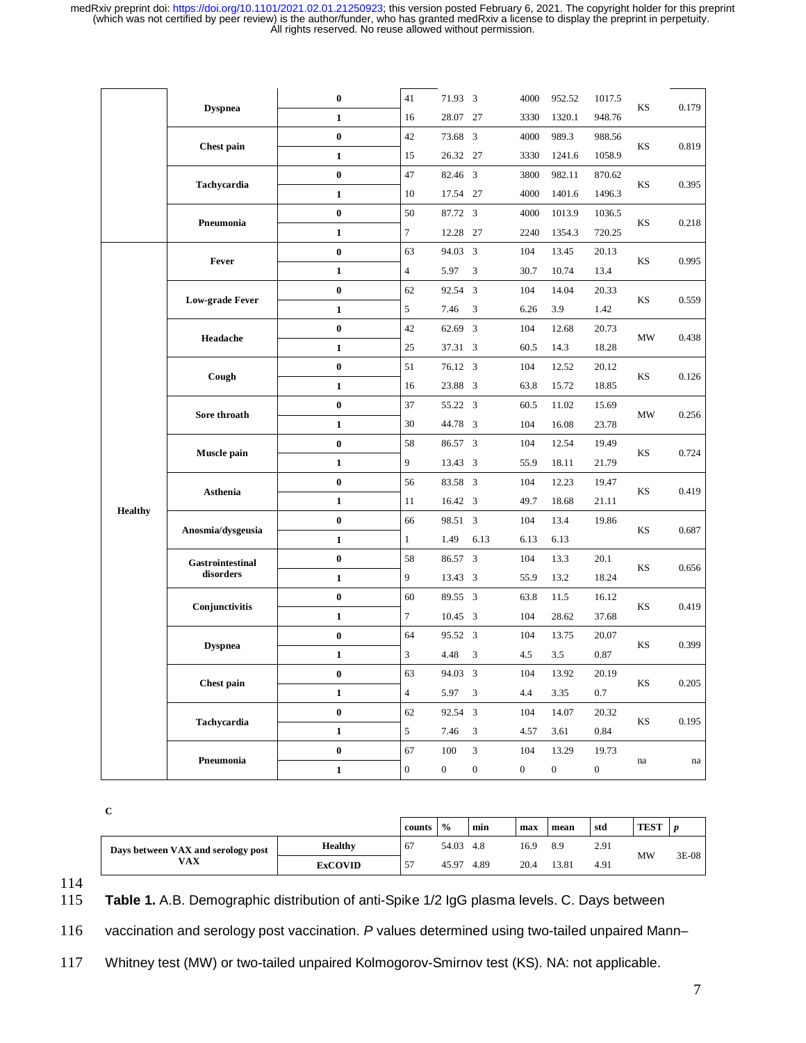| | | | | | | | | | | |
|---|---|---|---|---|---|---|---|---|---|---|
| | Dyspnea | **0** | 41 | 71.93 | 3 | 4000 | 952.52 | 1017.5 | KS | 0.179 |
| | | **1** | 16 | 28.07 | 27 | 3330 | 1320.1 | 948.76 | | |
| | Chest pain | **0** | 42 | 73.68 | 3 | 4000 | 989.3 | 988.56 | KS | 0.819 |
| | | **1** | 15 | 26.32 | 27 | 3330 | 1241.6 | 1058.9 | | |
| | Tachycardia | **0** | 47 | 82.46 | 3 | 3800 | 982.11 | 870.62 | KS | 0.395 |
| | | **1** | 10 | 17.54 | 27 | 4000 | 1401.6 | 1496.3 | | |
| | Pneumonia | **0** | 50 | 87.72 | 3 | 4000 | 1013.9 | 1036.5 | KS | 0.218 |
| | | **1** | 7 | 12.28 | 27 | 2240 | 1354.3 | 720.25 | | |
| **Healthy** | Fever | **0** | 63 | 94.03 | 3 | 104 | 13.45 | 20.13 | KS | 0.995 |
| | | **1** | 4 | 5.97 | 3 | 30.7 | 10.74 | 13.4 | | |
| | Low-grade Fever | **0** | 62 | 92.54 | 3 | 104 | 14.04 | 20.33 | KS | 0.559 |
| | | **1** | 5 | 7.46 | 3 | 6.26 | 3.9 | 1.42 | | |
| | Headache | **0** | 42 | 62.69 | 3 | 104 | 12.68 | 20.73 | MW | 0.438 |
| | | **1** | 25 | 37.31 | 3 | 60.5 | 14.3 | 18.28 | | |
| | Cough | **0** | 51 | 76.12 | 3 | 104 | 12.52 | 20.12 | KS | 0.126 |
| | | **1** | 16 | 23.88 | 3 | 63.8 | 15.72 | 18.85 | | |
| | Sore throath | **0** | 37 | 55.22 | 3 | 60.5 | 11.02 | 15.69 | MW | 0.256 |
| | | **1** | 30 | 44.78 | 3 | 104 | 16.08 | 23.78 | | |
| | Muscle pain | **0** | 58 | 86.57 | 3 | 104 | 12.54 | 19.49 | KS | 0.724 |
| | | **1** | 9 | 13.43 | 3 | 55.9 | 18.11 | 21.79 | | |
| | Asthenia | **0** | 56 | 83.58 | 3 | 104 | 12.23 | 19.47 | KS | 0.419 |
| | | **1** | 11 | 16.42 | 3 | 49.7 | 18.68 | 21.11 | | |
| | Anosmia/dysgeusia | **0** | 66 | 98.51 | 3 | 104 | 13.4 | 19.86 | KS | 0.687 |
| | | **1** | 1 | 1.49 | 6.13 | 6.13 | 6.13 | | | |
| | Gastrointestinal disorders | **0** | 58 | 86.57 | 3 | 104 | 13.3 | 20.1 | KS | 0.656 |
| | | **1** | 9 | 13.43 | 3 | 55.9 | 13.2 | 18.24 | | |
| | Conjunctivitis | **0** | 60 | 89.55 | 3 | 63.8 | 11.5 | 16.12 | KS | 0.419 |
| | | **1** | 7 | 10.45 | 3 | 104 | 28.62 | 37.68 | | |
| | Dyspnea | **0** | 64 | 95.52 | 3 | 104 | 13.75 | 20.07 | KS | 0.399 |
| | | **1** | 3 | 4.48 | 3 | 4.5 | 3.5 | 0.87 | | |
| | Chest pain | **0** | 63 | 94.03 | 3 | 104 | 13.92 | 20.19 | KS | 0.205 |
| | | **1** | 4 | 5.97 | 3 | 4.4 | 3.35 | 0.7 | | |
| | Tachycardia | **0** | 62 | 92.54 | 3 | 104 | 14.07 | 20.32 | KS | 0.195 |
| | | **1** | 5 | 7.46 | 3 | 4.57 | 3.61 | 0.84 | | |
| | Pneumonia | **0** | 67 | 100 | 3 | 104 | 13.29 | 19.73 | na | na |
| | | **1** | 0 | 0 | 0 | 0 | 0 | 0 | | |

**C**

| | | counts | % | min | max | mean | std | TEST | *p* |
|---|---|---|---|---|---|---|---|---|---|
| **Days between VAX and serology post VAX** | **Healthy** | 67 | 54.03 | 4.8 | 16.9 | 8.9 | 2.91 | MW | 3E-08 |
| | **ExCOVID** | 57 | 45.97 | 4.89 | 20.4 | 13.81 | 4.91 | | |

**Table 1.** A.B. Demographic distribution of anti-Spike 1/2 IgG plasma levels. C. Days between vaccination and serology post vaccination. *P* values determined using two-tailed unpaired Mann–Whitney test (MW) or two-tailed unpaired Kolmogorov-Smirnov test (KS). NA: not applicable.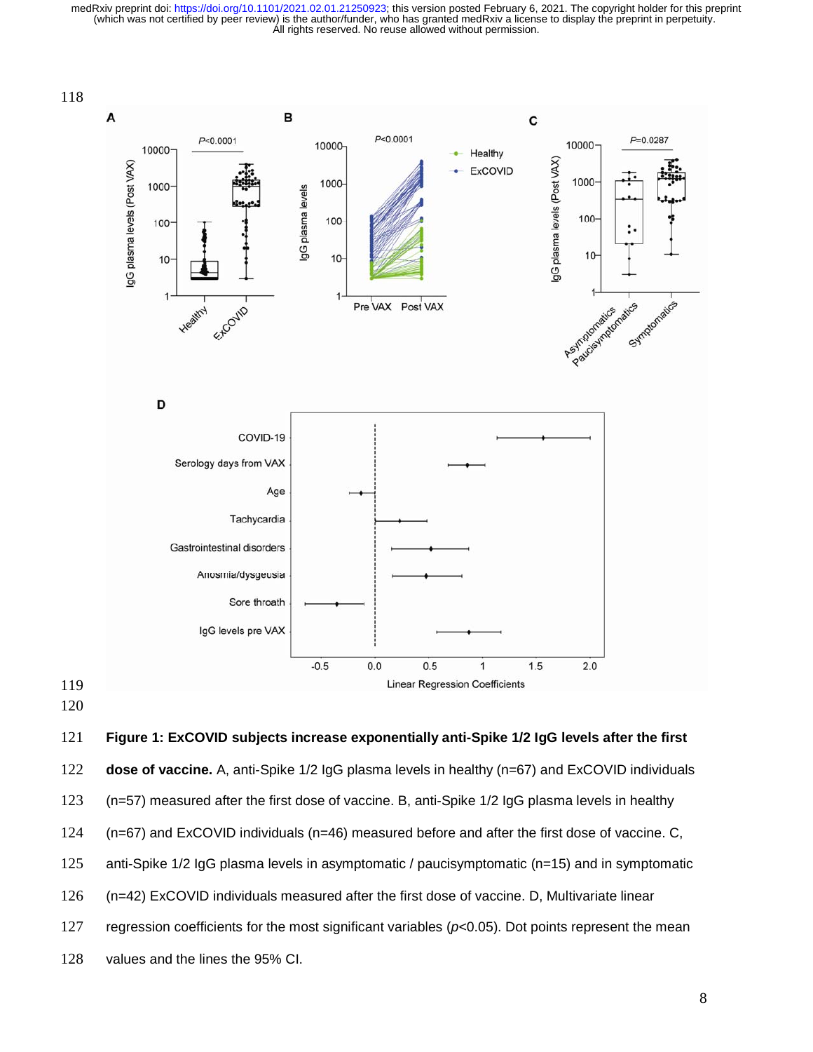**Figure 1: ExCOVID subjects increase exponentially anti-Spike 1/2 IgG levels after the first dose of vaccine.** A, anti-Spike 1/2 IgG plasma levels in healthy (n=67) and ExCOVID individuals (n=57) measured after the first dose of vaccine. B, anti-Spike 1/2 IgG plasma levels in healthy (n=67) and ExCOVID individuals (n=46) measured before and after the first dose of vaccine. C, anti-Spike 1/2 IgG plasma levels in asymptomatic / paucisymptomatic (n=15) and in symptomatic (n=42) ExCOVID individuals measured after the first dose of vaccine. D, Multivariate linear regression coefficients for the most significant variables ($p<0.05$). Dot points represent the mean values and the lines the 95% CI.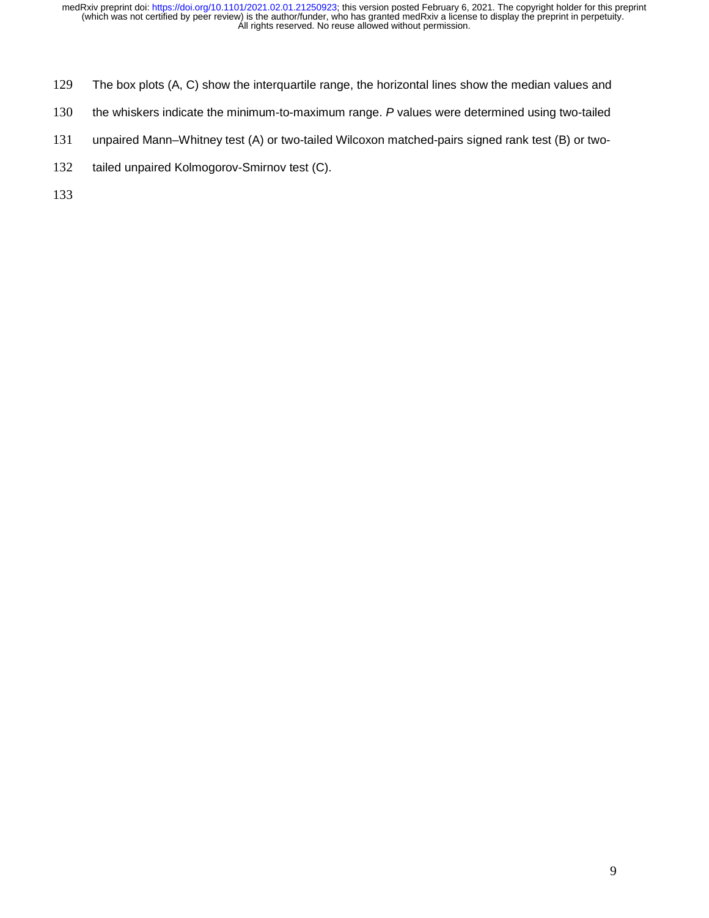The box plots (A, C) show the interquartile range, the horizontal lines show the median values and the whiskers indicate the minimum-to-maximum range. *P* values were determined using two-tailed unpaired Mann–Whitney test (A) or two-tailed Wilcoxon matched-pairs signed rank test (B) or two-tailed unpaired Kolmogorov-Smirnov test (C).